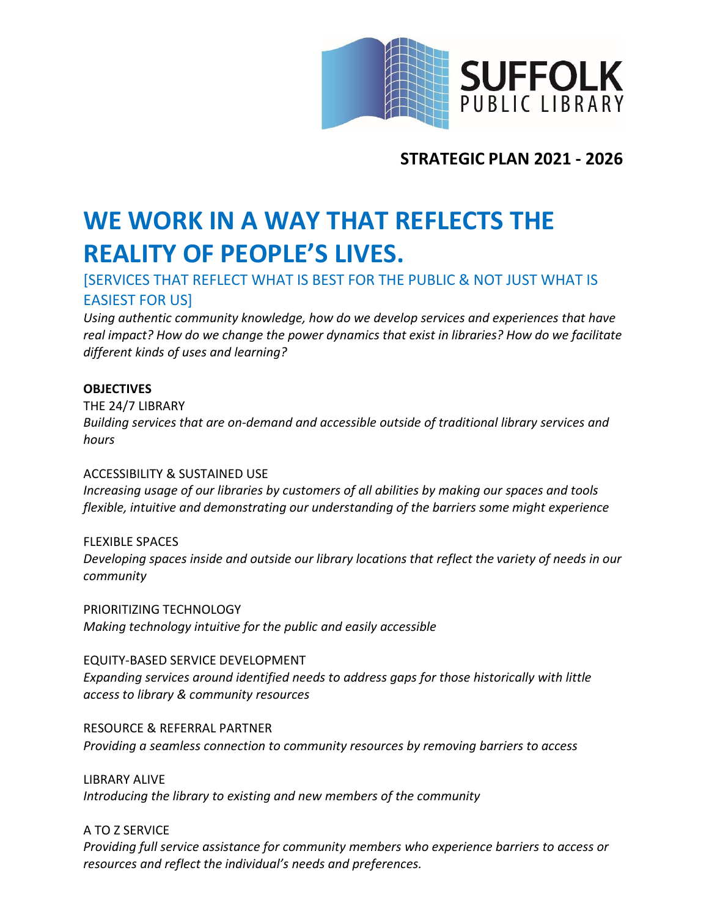SUFFOLK
PUBLIC LIBRARY

**STRATEGIC PLAN 2021 - 2026**

# WE WORK IN A WAY THAT REFLECTS THE REALITY OF PEOPLE'S LIVES.

## [SERVICES THAT REFLECT WHAT IS BEST FOR THE PUBLIC & NOT JUST WHAT IS EASIEST FOR US]

*Using authentic community knowledge, how do we develop services and experiences that have real impact? How do we change the power dynamics that exist in libraries? How do we facilitate different kinds of uses and learning?*

**OBJECTIVES**

THE 24/7 LIBRARY
*Building services that are on-demand and accessible outside of traditional library services and hours*

ACCESSIBILITY & SUSTAINED USE
*Increasing usage of our libraries by customers of all abilities by making our spaces and tools flexible, intuitive and demonstrating our understanding of the barriers some might experience*

FLEXIBLE SPACES
*Developing spaces inside and outside our library locations that reflect the variety of needs in our community*

PRIORITIZING TECHNOLOGY
*Making technology intuitive for the public and easily accessible*

EQUITY-BASED SERVICE DEVELOPMENT
*Expanding services around identified needs to address gaps for those historically with little access to library & community resources*

RESOURCE & REFERRAL PARTNER
*Providing a seamless connection to community resources by removing barriers to access*

LIBRARY ALIVE
*Introducing the library to existing and new members of the community*

A TO Z SERVICE
*Providing full service assistance for community members who experience barriers to access or resources and reflect the individual's needs and preferences.*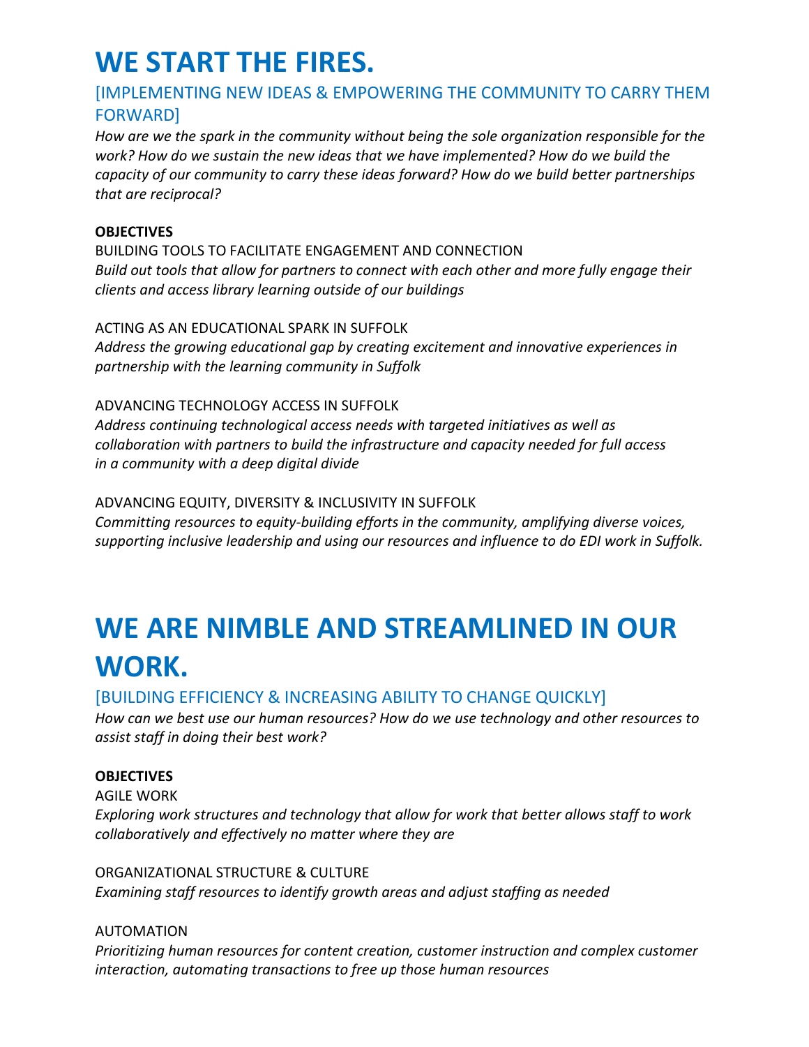# WE START THE FIRES.

## [IMPLEMENTING NEW IDEAS & EMPOWERING THE COMMUNITY TO CARRY THEM FORWARD]

*How are we the spark in the community without being the sole organization responsible for the work? How do we sustain the new ideas that we have implemented? How do we build the capacity of our community to carry these ideas forward? How do we build better partnerships that are reciprocal?*

**OBJECTIVES**

BUILDING TOOLS TO FACILITATE ENGAGEMENT AND CONNECTION
*Build out tools that allow for partners to connect with each other and more fully engage their clients and access library learning outside of our buildings*

ACTING AS AN EDUCATIONAL SPARK IN SUFFOLK
*Address the growing educational gap by creating excitement and innovative experiences in partnership with the learning community in Suffolk*

ADVANCING TECHNOLOGY ACCESS IN SUFFOLK
*Address continuing technological access needs with targeted initiatives as well as collaboration with partners to build the infrastructure and capacity needed for full access in a community with a deep digital divide*

ADVANCING EQUITY, DIVERSITY & INCLUSIVITY IN SUFFOLK
*Committing resources to equity-building efforts in the community, amplifying diverse voices, supporting inclusive leadership and using our resources and influence to do EDI work in Suffolk.*

# WE ARE NIMBLE AND STREAMLINED IN OUR WORK.

## [BUILDING EFFICIENCY & INCREASING ABILITY TO CHANGE QUICKLY]

*How can we best use our human resources? How do we use technology and other resources to assist staff in doing their best work?*

**OBJECTIVES**

AGILE WORK
*Exploring work structures and technology that allow for work that better allows staff to work collaboratively and effectively no matter where they are*

ORGANIZATIONAL STRUCTURE & CULTURE
*Examining staff resources to identify growth areas and adjust staffing as needed*

AUTOMATION
*Prioritizing human resources for content creation, customer instruction and complex customer interaction, automating transactions to free up those human resources*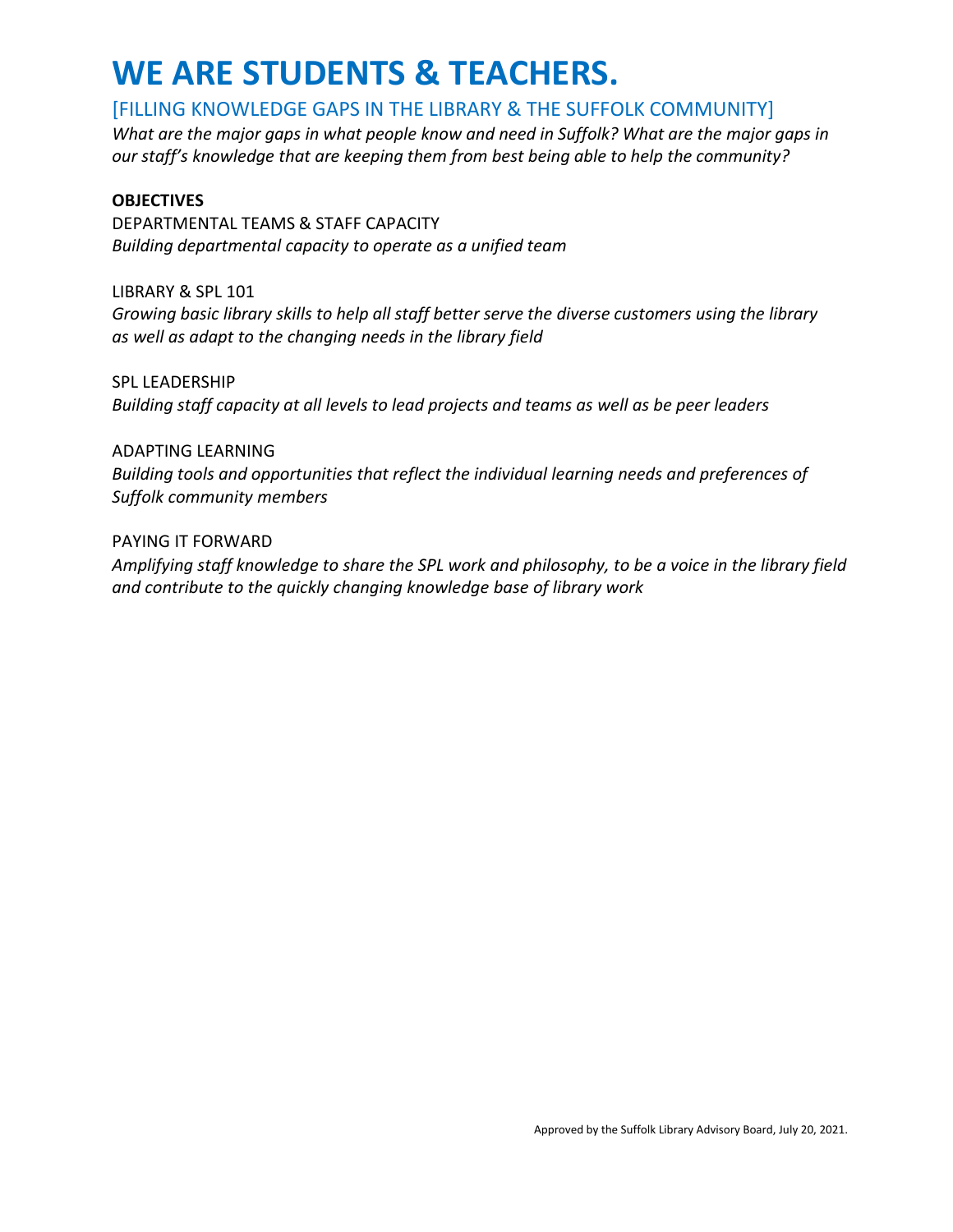# WE ARE STUDENTS & TEACHERS.

## [FILLING KNOWLEDGE GAPS IN THE LIBRARY & THE SUFFOLK COMMUNITY]

*What are the major gaps in what people know and need in Suffolk? What are the major gaps in our staff's knowledge that are keeping them from best being able to help the community?*

**OBJECTIVES**

DEPARTMENTAL TEAMS & STAFF CAPACITY
*Building departmental capacity to operate as a unified team*

LIBRARY & SPL 101
*Growing basic library skills to help all staff better serve the diverse customers using the library as well as adapt to the changing needs in the library field*

SPL LEADERSHIP
*Building staff capacity at all levels to lead projects and teams as well as be peer leaders*

ADAPTING LEARNING
*Building tools and opportunities that reflect the individual learning needs and preferences of Suffolk community members*

PAYING IT FORWARD
*Amplifying staff knowledge to share the SPL work and philosophy, to be a voice in the library field and contribute to the quickly changing knowledge base of library work*

Approved by the Suffolk Library Advisory Board, July 20, 2021.